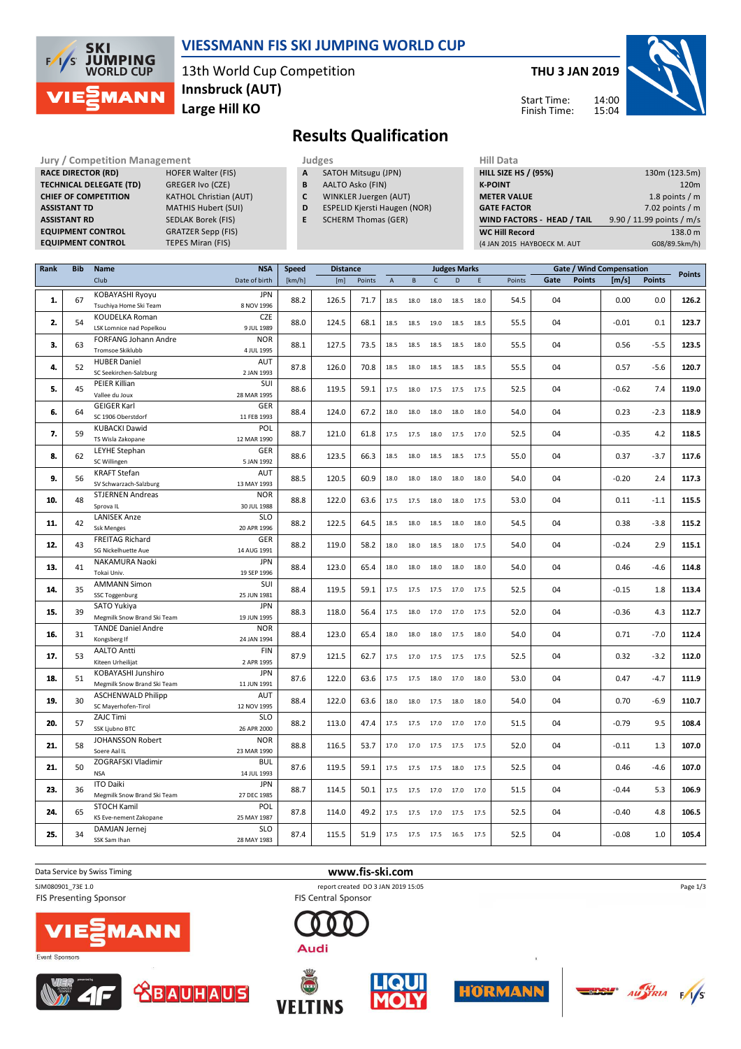# VIESSMANN FIS SKI JUMPING WORLD CUP

13th World Cup Competition
**Innsbruck (AUT)**
**Large Hill KO**

**THU 3 JAN 2019**

Start Time: 14:00
Finish Time: 15:04

## Results Qualification

| Jury / Competition Management | |
|---|---|
| **RACE DIRECTOR (RD)** | HOFER Walter (FIS) |
| **TECHNICAL DELEGATE (TD)** | GREGER Ivo (CZE) |
| **CHIEF OF COMPETITION** | KATHOL Christian (AUT) |
| **ASSISTANT TD** | MATHIS Hubert (SUI) |
| **ASSISTANT RD** | SEDLAK Borek (FIS) |
| **EQUIPMENT CONTROL** | GRATZER Sepp (FIS) |
| **EQUIPMENT CONTROL** | TEPES Miran (FIS) |

| Judges | |
|---|---|
| **A** | SATOH Mitsugu (JPN) |
| **B** | AALTO Asko (FIN) |
| **C** | WINKLER Juergen (AUT) |
| **D** | ESPELID Kjersti Haugen (NOR) |
| **E** | SCHERM Thomas (GER) |

| Hill Data | |
|---|---|
| **HILL SIZE HS / (95%)** | 130m (123.5m) |
| **K-POINT** | 120m |
| **METER VALUE** | 1.8 points / m |
| **GATE FACTOR** | 7.02 points / m |
| **WIND FACTORS - HEAD / TAIL** | 9.90 / 11.99 points / m/s |
| **WC Hill Record** | 138.0 m |
| (4 JAN 2015 HAYBOECK M. AUT | G08/89.5km/h) |

| Rank | Bib | Name / Club | NSA / Date of birth | Speed [km/h] | Distance [m] | Distance Points | A | B | C | D | E | Judges Points | Gate | Gate Points | Wind [m/s] | Wind Points | Points |
|---|---|---|---|---|---|---|---|---|---|---|---|---|---|---|---|---|---|
| **1.** | 67 | KOBAYASHI Ryoyu / Tsuchiya Home Ski Team | JPN / 8 NOV 1996 | 88.2 | 126.5 | 71.7 | 18.5 | 18.0 | 18.0 | 18.5 | 18.0 | 54.5 | 04 | | 0.00 | 0.0 | **126.2** |
| **2.** | 54 | KOUDELKA Roman / LSK Lomnice nad Popelkou | CZE / 9 JUL 1989 | 88.0 | 124.5 | 68.1 | 18.5 | 18.5 | 19.0 | 18.5 | 18.5 | 55.5 | 04 | | -0.01 | 0.1 | **123.7** |
| **3.** | 63 | FORFANG Johann Andre / Tromsoe Skiklubb | NOR / 4 JUL 1995 | 88.1 | 127.5 | 73.5 | 18.5 | 18.5 | 18.5 | 18.5 | 18.0 | 55.5 | 04 | | 0.56 | -5.5 | **123.5** |
| **4.** | 52 | HUBER Daniel / SC Seekirchen-Salzburg | AUT / 2 JAN 1993 | 87.8 | 126.0 | 70.8 | 18.5 | 18.0 | 18.5 | 18.5 | 18.5 | 55.5 | 04 | | 0.57 | -5.6 | **120.7** |
| **5.** | 45 | PEIER Killian / Vallee du Joux | SUI / 28 MAR 1995 | 88.6 | 119.5 | 59.1 | 17.5 | 18.0 | 17.5 | 17.5 | 17.5 | 52.5 | 04 | | -0.62 | 7.4 | **119.0** |
| **6.** | 64 | GEIGER Karl / SC 1906 Oberstdorf | GER / 11 FEB 1993 | 88.4 | 124.0 | 67.2 | 18.0 | 18.0 | 18.0 | 18.0 | 18.0 | 54.0 | 04 | | 0.23 | -2.3 | **118.9** |
| **7.** | 59 | KUBACKI Dawid / TS Wisla Zakopane | POL / 12 MAR 1990 | 88.7 | 121.0 | 61.8 | 17.5 | 17.5 | 18.0 | 17.5 | 17.0 | 52.5 | 04 | | -0.35 | 4.2 | **118.5** |
| **8.** | 62 | LEYHE Stephan / SC Willingen | GER / 5 JAN 1992 | 88.6 | 123.5 | 66.3 | 18.5 | 18.0 | 18.5 | 18.5 | 17.5 | 55.0 | 04 | | 0.37 | -3.7 | **117.6** |
| **9.** | 56 | KRAFT Stefan / SV Schwarzach-Salzburg | AUT / 13 MAY 1993 | 88.5 | 120.5 | 60.9 | 18.0 | 18.0 | 18.0 | 18.0 | 18.0 | 54.0 | 04 | | -0.20 | 2.4 | **117.3** |
| **10.** | 48 | STJERNEN Andreas / Sprova IL | NOR / 30 JUL 1988 | 88.8 | 122.0 | 63.6 | 17.5 | 17.5 | 18.0 | 18.0 | 17.5 | 53.0 | 04 | | 0.11 | -1.1 | **115.5** |
| **11.** | 42 | LANISEK Anze / Ssk Menges | SLO / 20 APR 1996 | 88.2 | 122.5 | 64.5 | 18.5 | 18.0 | 18.5 | 18.0 | 18.0 | 54.5 | 04 | | 0.38 | -3.8 | **115.2** |
| **12.** | 43 | FREITAG Richard / SG Nickelhuette Aue | GER / 14 AUG 1991 | 88.2 | 119.0 | 58.2 | 18.0 | 18.0 | 18.5 | 18.0 | 17.5 | 54.0 | 04 | | -0.24 | 2.9 | **115.1** |
| **13.** | 41 | NAKAMURA Naoki / Tokai Univ. | JPN / 19 SEP 1996 | 88.4 | 123.0 | 65.4 | 18.0 | 18.0 | 18.0 | 18.0 | 18.0 | 54.0 | 04 | | 0.46 | -4.6 | **114.8** |
| **14.** | 35 | AMMANN Simon / SSC Toggenburg | SUI / 25 JUN 1981 | 88.4 | 119.5 | 59.1 | 17.5 | 17.5 | 17.5 | 17.0 | 17.5 | 52.5 | 04 | | -0.15 | 1.8 | **113.4** |
| **15.** | 39 | SATO Yukiya / Megmilk Snow Brand Ski Team | JPN / 19 JUN 1995 | 88.3 | 118.0 | 56.4 | 17.5 | 18.0 | 17.0 | 17.0 | 17.5 | 52.0 | 04 | | -0.36 | 4.3 | **112.7** |
| **16.** | 31 | TANDE Daniel Andre / Kongsberg If | NOR / 24 JAN 1994 | 88.4 | 123.0 | 65.4 | 18.0 | 18.0 | 18.0 | 17.5 | 18.0 | 54.0 | 04 | | 0.71 | -7.0 | **112.4** |
| **17.** | 53 | AALTO Antti / Kiteen Urheilijat | FIN / 2 APR 1995 | 87.9 | 121.5 | 62.7 | 17.5 | 17.0 | 17.5 | 17.5 | 17.5 | 52.5 | 04 | | 0.32 | -3.2 | **112.0** |
| **18.** | 51 | KOBAYASHI Junshiro / Megmilk Snow Brand Ski Team | JPN / 11 JUN 1991 | 87.6 | 122.0 | 63.6 | 17.5 | 17.5 | 18.0 | 17.0 | 18.0 | 53.0 | 04 | | 0.47 | -4.7 | **111.9** |
| **19.** | 30 | ASCHENWALD Philipp / SC Mayerhofen-Tirol | AUT / 12 NOV 1995 | 88.4 | 122.0 | 63.6 | 18.0 | 18.0 | 17.5 | 18.0 | 18.0 | 54.0 | 04 | | 0.70 | -6.9 | **110.7** |
| **20.** | 57 | ZAJC Timi / SSK Ljubno BTC | SLO / 26 APR 2000 | 88.2 | 113.0 | 47.4 | 17.5 | 17.5 | 17.0 | 17.0 | 17.0 | 51.5 | 04 | | -0.79 | 9.5 | **108.4** |
| **21.** | 58 | JOHANSSON Robert / Soere Aal IL | NOR / 23 MAR 1990 | 88.8 | 116.5 | 53.7 | 17.0 | 17.0 | 17.5 | 17.5 | 17.5 | 52.0 | 04 | | -0.11 | 1.3 | **107.0** |
| **21.** | 50 | ZOGRAFSKI Vladimir / NSA | BUL / 14 JUL 1993 | 87.6 | 119.5 | 59.1 | 17.5 | 17.5 | 17.5 | 18.0 | 17.5 | 52.5 | 04 | | 0.46 | -4.6 | **107.0** |
| **23.** | 36 | ITO Daiki / Megmilk Snow Brand Ski Team | JPN / 27 DEC 1985 | 88.7 | 114.5 | 50.1 | 17.5 | 17.5 | 17.0 | 17.0 | 17.0 | 51.5 | 04 | | -0.44 | 5.3 | **106.9** |
| **24.** | 65 | STOCH Kamil / KS Eve-nement Zakopane | POL / 25 MAY 1987 | 87.8 | 114.0 | 49.2 | 17.5 | 17.5 | 17.0 | 17.5 | 17.5 | 52.5 | 04 | | -0.40 | 4.8 | **106.5** |
| **25.** | 34 | DAMJAN Jernej / SSK Sam Ihan | SLO / 28 MAY 1983 | 87.4 | 115.5 | 51.9 | 17.5 | 17.5 | 17.5 | 16.5 | 17.5 | 52.5 | 04 | | -0.08 | 1.0 | **105.4** |

Data Service by Swiss Timing — www.fis-ski.com

SJM080901_73E 1.0 — report created DO 3 JAN 2019 15:05

FIS Presenting Sponsor — FIS Central Sponsor — Event Sponsors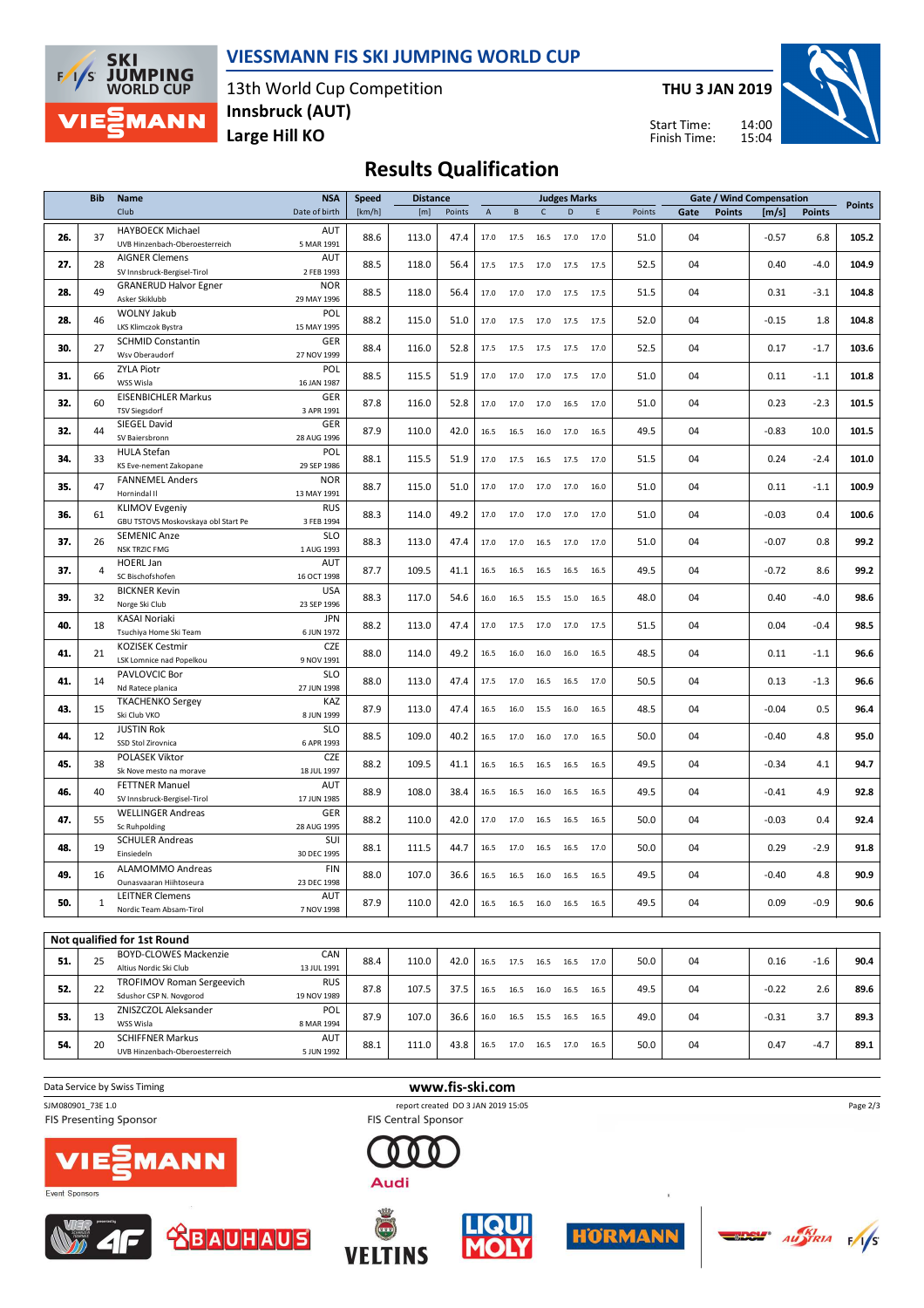# VIESSMANN FIS SKI JUMPING WORLD CUP

13th World Cup Competition
**Innsbruck (AUT)**
**Large Hill KO**

**THU 3 JAN 2019**

Start Time: 14:00
Finish Time: 15:04

## Results Qualification

| | Bib | Name / Club | NSA / Date of birth | Speed [km/h] | Distance [m] | Distance Points | A | B | C | D | E | Judges Points | Gate | Gate Points | Wind [m/s] | Wind Points | Points |
|---|---|---|---|---|---|---|---|---|---|---|---|---|---|---|---|---|---|
| 26. | 37 | HAYBOECK Michael / UVB Hinzenbach-Oberoesterreich | AUT / 5 MAR 1991 | 88.6 | 113.0 | 47.4 | 17.0 | 17.5 | 16.5 | 17.0 | 17.0 | 51.0 | 04 | | -0.57 | 6.8 | 105.2 |
| 27. | 28 | AIGNER Clemens / SV Innsbruck-Bergisel-Tirol | AUT / 2 FEB 1993 | 88.5 | 118.0 | 56.4 | 17.5 | 17.5 | 17.0 | 17.5 | 17.5 | 52.5 | 04 | | 0.40 | -4.0 | 104.9 |
| 28. | 49 | GRANERUD Halvor Egner / Asker Skiklubb | NOR / 29 MAY 1996 | 88.5 | 118.0 | 56.4 | 17.0 | 17.0 | 17.0 | 17.5 | 17.5 | 51.5 | 04 | | 0.31 | -3.1 | 104.8 |
| 28. | 46 | WOLNY Jakub / LKS Klimczok Bystra | POL / 15 MAY 1995 | 88.2 | 115.0 | 51.0 | 17.0 | 17.5 | 17.0 | 17.5 | 17.5 | 52.0 | 04 | | -0.15 | 1.8 | 104.8 |
| 30. | 27 | SCHMID Constantin / Wsv Oberaudorf | GER / 27 NOV 1999 | 88.4 | 116.0 | 52.8 | 17.5 | 17.5 | 17.5 | 17.5 | 17.0 | 52.5 | 04 | | 0.17 | -1.7 | 103.6 |
| 31. | 66 | ZYLA Piotr / WSS Wisla | POL / 16 JAN 1987 | 88.5 | 115.5 | 51.9 | 17.0 | 17.0 | 17.0 | 17.5 | 17.0 | 51.0 | 04 | | 0.11 | -1.1 | 101.8 |
| 32. | 60 | EISENBICHLER Markus / TSV Siegsdorf | GER / 3 APR 1991 | 87.8 | 116.0 | 52.8 | 17.0 | 17.0 | 17.0 | 16.5 | 17.0 | 51.0 | 04 | | 0.23 | -2.3 | 101.5 |
| 32. | 44 | SIEGEL David / SV Baiersbronn | GER / 28 AUG 1996 | 87.9 | 110.0 | 42.0 | 16.5 | 16.5 | 16.0 | 17.0 | 16.5 | 49.5 | 04 | | -0.83 | 10.0 | 101.5 |
| 34. | 33 | HULA Stefan / KS Eve-nement Zakopane | POL / 29 SEP 1986 | 88.1 | 115.5 | 51.9 | 17.0 | 17.5 | 16.5 | 17.5 | 17.0 | 51.5 | 04 | | 0.24 | -2.4 | 101.0 |
| 35. | 47 | FANNEMEL Anders / Hornindal Il | NOR / 13 MAY 1991 | 88.7 | 115.0 | 51.0 | 17.0 | 17.0 | 17.0 | 17.0 | 16.0 | 51.0 | 04 | | 0.11 | -1.1 | 100.9 |
| 36. | 61 | KLIMOV Evgeniy / GBU TSTOVS Moskovskaya obl Start Pe | RUS / 3 FEB 1994 | 88.3 | 114.0 | 49.2 | 17.0 | 17.0 | 17.0 | 17.0 | 17.0 | 51.0 | 04 | | -0.03 | 0.4 | 100.6 |
| 37. | 26 | SEMENIC Anze / NSK TRZIC FMG | SLO / 1 AUG 1993 | 88.3 | 113.0 | 47.4 | 17.0 | 17.0 | 16.5 | 17.0 | 17.0 | 51.0 | 04 | | -0.07 | 0.8 | 99.2 |
| 37. | 4 | HOERL Jan / SC Bischofshofen | AUT / 16 OCT 1998 | 87.7 | 109.5 | 41.1 | 16.5 | 16.5 | 16.5 | 16.5 | 16.5 | 49.5 | 04 | | -0.72 | 8.6 | 99.2 |
| 39. | 32 | BICKNER Kevin / Norge Ski Club | USA / 23 SEP 1996 | 88.3 | 117.0 | 54.6 | 16.0 | 16.5 | 15.5 | 15.0 | 16.5 | 48.0 | 04 | | 0.40 | -4.0 | 98.6 |
| 40. | 18 | KASAI Noriaki / Tsuchiya Home Ski Team | JPN / 6 JUN 1972 | 88.2 | 113.0 | 47.4 | 17.0 | 17.5 | 17.0 | 17.0 | 17.5 | 51.5 | 04 | | 0.04 | -0.4 | 98.5 |
| 41. | 21 | KOZISEK Cestmir / LSK Lomnice nad Popelkou | CZE / 9 NOV 1991 | 88.0 | 114.0 | 49.2 | 16.5 | 16.0 | 16.0 | 16.0 | 16.5 | 48.5 | 04 | | 0.11 | -1.1 | 96.6 |
| 41. | 14 | PAVLOVCIC Bor / Nd Ratece planica | SLO / 27 JUN 1998 | 88.0 | 113.0 | 47.4 | 17.5 | 17.0 | 16.5 | 16.5 | 17.0 | 50.5 | 04 | | 0.13 | -1.3 | 96.6 |
| 43. | 15 | TKACHENKO Sergey / Ski Club VKO | KAZ / 8 JUN 1999 | 87.9 | 113.0 | 47.4 | 16.5 | 16.0 | 15.5 | 16.0 | 16.5 | 48.5 | 04 | | -0.04 | 0.5 | 96.4 |
| 44. | 12 | JUSTIN Rok / SSD Stol Zirovnica | SLO / 6 APR 1993 | 88.5 | 109.0 | 40.2 | 16.5 | 17.0 | 16.0 | 17.0 | 16.5 | 50.0 | 04 | | -0.40 | 4.8 | 95.0 |
| 45. | 38 | POLASEK Viktor / Sk Nove mesto na morave | CZE / 18 JUL 1997 | 88.2 | 109.5 | 41.1 | 16.5 | 16.5 | 16.5 | 16.5 | 16.5 | 49.5 | 04 | | -0.34 | 4.1 | 94.7 |
| 46. | 40 | FETTNER Manuel / SV Innsbruck-Bergisel-Tirol | AUT / 17 JUN 1985 | 88.9 | 108.0 | 38.4 | 16.5 | 16.5 | 16.0 | 16.5 | 16.5 | 49.5 | 04 | | -0.41 | 4.9 | 92.8 |
| 47. | 55 | WELLINGER Andreas / Sc Ruhpolding | GER / 28 AUG 1995 | 88.2 | 110.0 | 42.0 | 17.0 | 17.0 | 16.5 | 16.5 | 16.5 | 50.0 | 04 | | -0.03 | 0.4 | 92.4 |
| 48. | 19 | SCHULER Andreas / Einsiedeln | SUI / 30 DEC 1995 | 88.1 | 111.5 | 44.7 | 16.5 | 17.0 | 16.5 | 16.5 | 17.0 | 50.0 | 04 | | 0.29 | -2.9 | 91.8 |
| 49. | 16 | ALAMOMMO Andreas / Ounasvaaran Hiihtoseura | FIN / 23 DEC 1998 | 88.0 | 107.0 | 36.6 | 16.5 | 16.5 | 16.0 | 16.5 | 16.5 | 49.5 | 04 | | -0.40 | 4.8 | 90.9 |
| 50. | 1 | LEITNER Clemens / Nordic Team Absam-Tirol | AUT / 7 NOV 1998 | 87.9 | 110.0 | 42.0 | 16.5 | 16.5 | 16.0 | 16.5 | 16.5 | 49.5 | 04 | | 0.09 | -0.9 | 90.6 |

### Not qualified for 1st Round

| | Bib | Name / Club | NSA / Date of birth | Speed [km/h] | Distance [m] | Distance Points | A | B | C | D | E | Judges Points | Gate | Gate Points | Wind [m/s] | Wind Points | Points |
|---|---|---|---|---|---|---|---|---|---|---|---|---|---|---|---|---|---|
| 51. | 25 | BOYD-CLOWES Mackenzie / Altius Nordic Ski Club | CAN / 13 JUL 1991 | 88.4 | 110.0 | 42.0 | 16.5 | 17.5 | 16.5 | 16.5 | 17.0 | 50.0 | 04 | | 0.16 | -1.6 | 90.4 |
| 52. | 22 | TROFIMOV Roman Sergeevich / Sdushor CSP N. Novgorod | RUS / 19 NOV 1989 | 87.8 | 107.5 | 37.5 | 16.5 | 16.5 | 16.0 | 16.5 | 16.5 | 49.5 | 04 | | -0.22 | 2.6 | 89.6 |
| 53. | 13 | ZNISZCZOL Aleksander / WSS Wisla | POL / 8 MAR 1994 | 87.9 | 107.0 | 36.6 | 16.0 | 16.5 | 15.5 | 16.5 | 16.5 | 49.0 | 04 | | -0.31 | 3.7 | 89.3 |
| 54. | 20 | SCHIFFNER Markus / UVB Hinzenbach-Oberoesterreich | AUT / 5 JUN 1992 | 88.1 | 111.0 | 43.8 | 16.5 | 17.0 | 16.5 | 17.0 | 16.5 | 50.0 | 04 | | 0.47 | -4.7 | 89.1 |

Data Service by Swiss Timing

www.fis-ski.com

SJM080901_73E 1.0 — report created DO 3 JAN 2019 15:05

FIS Presenting Sponsor: VIESSMANN — FIS Central Sponsor: Audi

Event Sponsors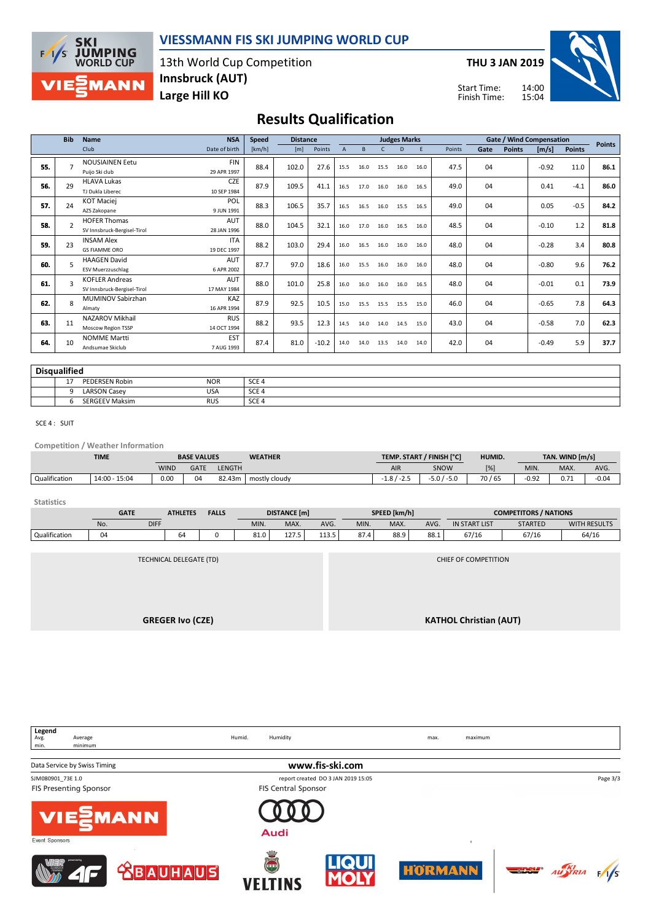# VIESSMANN FIS SKI JUMPING WORLD CUP

13th World Cup Competition
**Innsbruck (AUT)**
**Large Hill KO**

**THU 3 JAN 2019**

Start Time: 14:00
Finish Time: 15:04

## Results Qualification

| | Bib | Name / Club | NSA / Date of birth | Speed [km/h] | Distance [m] | Distance Points | A | B | C | D | E | Judges Points | Gate | Gate Points | Wind [m/s] | Wind Points | Points |
|---|---|---|---|---|---|---|---|---|---|---|---|---|---|---|---|---|---|
| 55. | 7 | NOUSIAINEN Eetu / Puijo Ski club | FIN / 29 APR 1997 | 88.4 | 102.0 | 27.6 | 15.5 | 16.0 | 15.5 | 16.0 | 16.0 | 47.5 | 04 | | -0.92 | 11.0 | 86.1 |
| 56. | 29 | HLAVA Lukas / TJ Dukla Liberec | CZE / 10 SEP 1984 | 87.9 | 109.5 | 41.1 | 16.5 | 17.0 | 16.0 | 16.0 | 16.5 | 49.0 | 04 | | 0.41 | -4.1 | 86.0 |
| 57. | 24 | KOT Maciej / AZS Zakopane | POL / 9 JUN 1991 | 88.3 | 106.5 | 35.7 | 16.5 | 16.5 | 16.0 | 15.5 | 16.5 | 49.0 | 04 | | 0.05 | -0.5 | 84.2 |
| 58. | 2 | HOFER Thomas / SV Innsbruck-Bergisel-Tirol | AUT / 28 JAN 1996 | 88.0 | 104.5 | 32.1 | 16.0 | 17.0 | 16.0 | 16.5 | 16.0 | 48.5 | 04 | | -0.10 | 1.2 | 81.8 |
| 59. | 23 | INSAM Alex / GS FIAMME ORO | ITA / 19 DEC 1997 | 88.2 | 103.0 | 29.4 | 16.0 | 16.5 | 16.0 | 16.0 | 16.0 | 48.0 | 04 | | -0.28 | 3.4 | 80.8 |
| 60. | 5 | HAAGEN David / ESV Muerzzuschlag | AUT / 6 APR 2002 | 87.7 | 97.0 | 18.6 | 16.0 | 15.5 | 16.0 | 16.0 | 16.0 | 48.0 | 04 | | -0.80 | 9.6 | 76.2 |
| 61. | 3 | KOFLER Andreas / SV Innsbruck-Bergisel-Tirol | AUT / 17 MAY 1984 | 88.0 | 101.0 | 25.8 | 16.0 | 16.0 | 16.0 | 16.0 | 16.5 | 48.0 | 04 | | -0.01 | 0.1 | 73.9 |
| 62. | 8 | MUMINOV Sabirzhan / Almaty | KAZ / 16 APR 1994 | 87.9 | 92.5 | 10.5 | 15.0 | 15.5 | 15.5 | 15.5 | 15.0 | 46.0 | 04 | | -0.65 | 7.8 | 64.3 |
| 63. | 11 | NAZAROV Mikhail / Moscow Region TSSP | RUS / 14 OCT 1994 | 88.2 | 93.5 | 12.3 | 14.5 | 14.0 | 14.0 | 14.5 | 15.0 | 43.0 | 04 | | -0.58 | 7.0 | 62.3 |
| 64. | 10 | NOMME Martti / Andsumae Skiclub | EST / 7 AUG 1993 | 87.4 | 81.0 | -10.2 | 14.0 | 14.0 | 13.5 | 14.0 | 14.0 | 42.0 | 04 | | -0.49 | 5.9 | 37.7 |

### Disqualified

| | Bib | Name | NSA | Reason |
|---|---|---|---|---|
| | 17 | PEDERSEN Robin | NOR | SCE 4 |
| | 9 | LARSON Casey | USA | SCE 4 |
| | 6 | SERGEEV Maksim | RUS | SCE 4 |

SCE 4 : SUIT

### Competition / Weather Information

| | TIME | BASE VALUES WIND | BASE VALUES GATE | BASE VALUES LENGTH | WEATHER | TEMP. START / FINISH [°C] AIR | TEMP. START / FINISH [°C] SNOW | HUMID. [%] | TAN. WIND [m/s] MIN. | TAN. WIND [m/s] MAX. | TAN. WIND [m/s] AVG. |
|---|---|---|---|---|---|---|---|---|---|---|---|
| Qualification | 14:00 - 15:04 | 0.00 | 04 | 82.43m | mostly cloudy | -1.8 / -2.5 | -5.0 / -5.0 | 70 / 65 | -0.92 | 0.71 | -0.04 |

### Statistics

| | GATE No. | GATE DIFF | ATHLETES | FALLS | DISTANCE [m] MIN. | DISTANCE [m] MAX. | DISTANCE [m] AVG. | SPEED [km/h] MIN. | SPEED [km/h] MAX. | SPEED [km/h] AVG. | IN START LIST | STARTED | WITH RESULTS |
|---|---|---|---|---|---|---|---|---|---|---|---|---|---|
| Qualification | 04 | | 64 | 0 | 81.0 | 127.5 | 113.5 | 87.4 | 88.9 | 88.1 | 67/16 | 67/16 | 64/16 |

TECHNICAL DELEGATE (TD): **GREGER Ivo (CZE)**

CHIEF OF COMPETITION: **KATHOL Christian (AUT)**

**Legend**
Avg. Average
min. minimum
Humid. Humidity
max. maximum

Data Service by Swiss Timing
www.fis-ski.com
SJM080901_73E 1.0
report created DO 3 JAN 2019 15:05
FIS Presenting Sponsor
FIS Central Sponsor
Event Sponsors